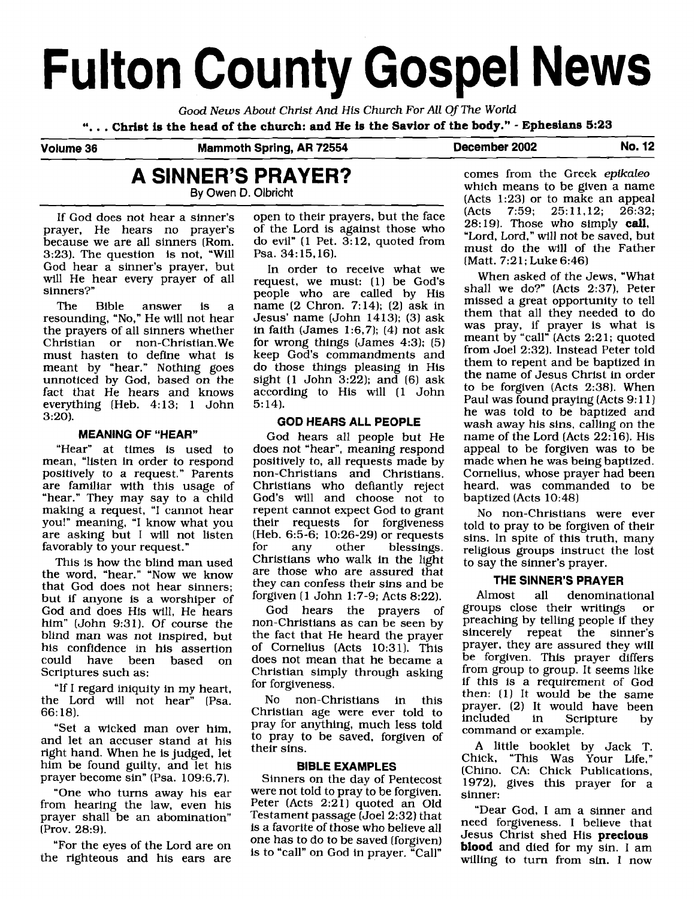# Fulton County Gospel News

*Good News About Christ And His Church For All Of The World*

**". . . Christ is the head of the church: and He is the Savior of the body." - Ephesians 5:23**

**Volume 36** | **Mammoth Spring, AR 72554** | **December 2002** | **No. 12**

## A SINNER'S PRAYER?

By Owen D. Olbricht

If God does not hear a sinner's prayer, He hears no prayer's because we are all sinners (Rom. 3:23). The question is not, "Will God hear a sinner's prayer, but will He hear every prayer of all sinners?"

The Bible answer is a resounding, "No," He will not hear the prayers of all sinners whether Christian or non-Christian.We must hasten to define what is meant by "hear." Nothing goes unnoticed by God, based on the fact that He hears and knows everything (Heb. 4:13; 1 John 3:20).

### MEANING OF "HEAR"

"Hear" at times is used to mean, "listen in order to respond positively to a request." Parents are familiar with this usage of "hear." They may say to a child making a request, "I cannot hear you!" meaning, "I know what you are asking but I will not listen favorably to your request."

This is how the blind man used the word, "hear." "Now we know that God does not hear sinners; but if anyone is a worshiper of God and does His will, He hears him" (John 9:31). Of course the blind man was not inspired, but his confidence in his assertion could have been based on Scriptures such as:

"If I regard iniquity in my heart, the Lord will not hear" (Psa. 66:18).

"Set a wicked man over him, and let an accuser stand at his right hand. When he is judged, let him be found guilty, and let his prayer become sin" (Psa. 109:6,7).

"One who turns away his ear from hearing the law, even his prayer shall be an abomination" (Prov. 28:9).

"For the eyes of the Lord are on the righteous and his ears are open to their prayers, but the face of the Lord is against those who do evil" (1 Pet. 3:12, quoted from Psa. 34:15,16).

In order to receive what we request, we must: (1) be God's people who are called by His name (2 Chron. 7:14); (2) ask in Jesus' name (John 1413); (3) ask in faith (James 1:6,7); (4) not ask for wrong things (James 4:3); (5) keep God's commandments and do those things pleasing in His sight (1 John 3:22); and (6) ask according to His will (1 John 5:14).

### GOD HEARS ALL PEOPLE

God hears all people but He does not "hear", meaning respond positively to, all requests made by non-Christians and Christians. Christians who defiantly reject God's will and choose not to repent cannot expect God to grant their requests for forgiveness (Heb. 6:5-6; 10:26-29) or requests for any other blessings. Christians who walk in the light are those who are assured that they can confess their sins and be forgiven (1 John 1:7-9; Acts 8:22).

God hears the prayers of non-Christians as can be seen by the fact that He heard the prayer of Cornelius (Acts 10:31). This does not mean that he became a Christian simply through asking for forgiveness.

No non-Christians in this Christian age were ever told to pray for anything, much less told to pray to be saved, forgiven of their sins.

### BIBLE EXAMPLES

Sinners on the day of Pentecost were not told to pray to be forgiven. Peter (Acts 2:21) quoted an Old Testament passage (Joel 2:32) that is a favorite of those who believe all one has to do to be saved (forgiven) is to "call" on God in prayer. "Call" comes from the Greek *epikaleo* which means to be given a name (Acts 1:23) or to make an appeal (Acts 7:59; 25:11,12; 26:32; 28:19). Those who simply **call**, "Lord, Lord," will not be saved, but must do the will of the Father (Matt. 7:21; Luke 6:46)

When asked of the Jews, "What shall we do?" (Acts 2:37), Peter missed a great opportunity to tell them that all they needed to do was pray, if prayer is what is meant by "call" (Acts 2:21; quoted from Joel 2:32). Instead Peter told them to repent and be baptized in the name of Jesus Christ in order to be forgiven (Acts 2:38). When Paul was found praying (Acts 9:11) he was told to be baptized and wash away his sins, calling on the name of the Lord (Acts 22:16). His appeal to be forgiven was to be made when he was being baptized. Cornelius, whose prayer had been heard, was commanded to be baptized (Acts 10:48)

No non-Christians were ever told to pray to be forgiven of their sins. In spite of this truth, many religious groups instruct the lost to say the sinner's prayer.

### THE SINNER'S PRAYER

Almost all denominational groups close their writings or preaching by telling people if they sincerely repeat the sinner's prayer, they are assured they will be forgiven. This prayer differs from group to group. It seems like if this is a requirement of God then: (1) It would be the same prayer. (2) It would have been included in Scripture by command or example.

A little booklet by Jack T. Chick, "This Was Your Life," (Chino. CA: Chick Publications, 1972), gives this prayer for a sinner:

"Dear God, I am a sinner and need forgiveness. I believe that Jesus Christ shed His **precious blood** and died for my sin. I am willing to turn from sin. I now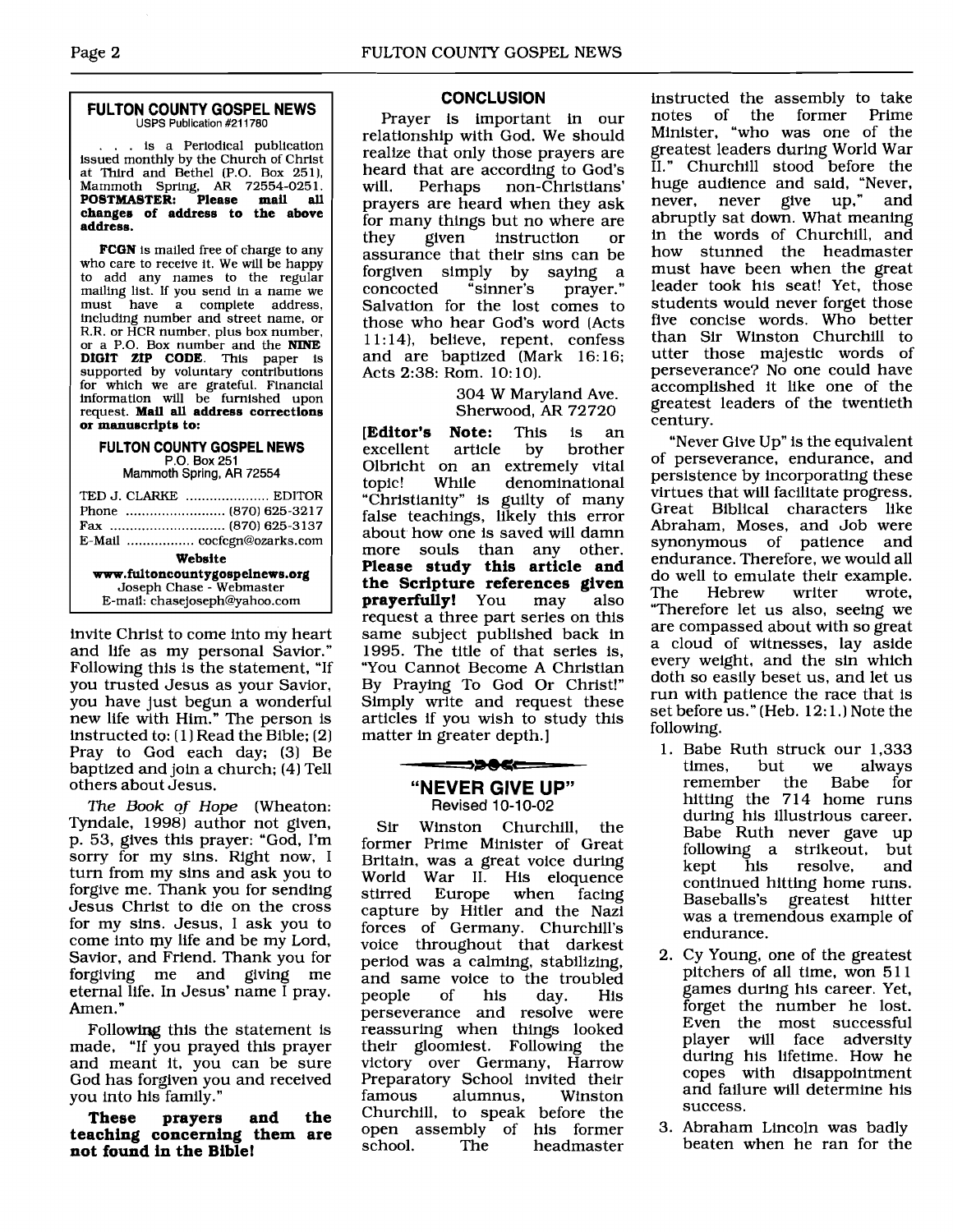**FULTON COUNTY GOSPEL NEWS**
USPS Publication #211780

. . . is a Periodical publication issued monthly by the Church of Christ at Third and Bethel (P.O. Box 251), Mammoth Spring, AR 72554-0251. **POSTMASTER: Please mail all changes of address to the above address.**

**FCGN** is mailed free of charge to any who care to receive it. We will be happy to add any names to the regular mailing list. If you send in a name we must have a complete address, including number and street name, or R.R. or HCR number, plus box number, or a P.O. Box number and the **NINE DIGIT ZIP CODE**. This paper is supported by voluntary contributions for which we are grateful. Financial information will be furnished upon request. **Mail all address corrections or manuscripts to:**

**FULTON COUNTY GOSPEL NEWS**
P.O. Box 251
Mammoth Spring, AR 72554

TED J. CLARKE .................... EDITOR
Phone ......................... (870) 625-3217
Fax ............................ (870) 625-3137
E-Mail ................ cocfcgn@ozarks.com

**Website**
**www.fultoncountygospelnews.org**
Joseph Chase - Webmaster
E-mail: chasejoseph@yahoo.com

invite Christ to come into my heart and life as my personal Savior." Following this is the statement, "If you trusted Jesus as your Savior, you have just begun a wonderful new life with Him." The person is instructed to: (1) Read the Bible; (2) Pray to God each day; (3) Be baptized and join a church; (4) Tell others about Jesus.

*The Book of Hope* (Wheaton: Tyndale, 1998) author not given, p. 53, gives this prayer: "God, I'm sorry for my sins. Right now, I turn from my sins and ask you to forgive me. Thank you for sending Jesus Christ to die on the cross for my sins. Jesus, I ask you to come into my life and be my Lord, Savior, and Friend. Thank you for forgiving me and giving me eternal life. In Jesus' name I pray. Amen."

Following this the statement is made, "If you prayed this prayer and meant it, you can be sure God has forgiven you and received you into his family."

**These prayers and the teaching concerning them are not found in the Bible!**

### CONCLUSION

Prayer is important in our relationship with God. We should realize that only those prayers are heard that are according to God's will. Perhaps non-Christians' prayers are heard when they ask for many things but no where are they given instruction or assurance that their sins can be forgiven simply by saying a concocted "sinner's prayer." Salvation for the lost comes to those who hear God's word (Acts 11:14), believe, repent, confess and are baptized (Mark 16:16; Acts 2:38: Rom. 10:10).

304 W Maryland Ave.
Sherwood, AR 72720

**[Editor's Note:** This is an excellent article by brother Olbricht on an extremely vital topic! While denominational "Christianity" is guilty of many false teachings, likely this error about how one is saved will damn more souls than any other. **Please study this article and the Scripture references given prayerfully!** You may also request a three part series on this same subject published back in 1995. The title of that series is, "You Cannot Become A Christian By Praying To God Or Christ!" Simply write and request these articles if you wish to study this matter in greater depth.]

## "NEVER GIVE UP"

Revised 10-10-02

Sir Winston Churchill, the former Prime Minister of Great Britain, was a great voice during World War II. His eloquence stirred Europe when facing capture by Hitler and the Nazi forces of Germany. Churchill's voice throughout that darkest period was a calming, stabilizing, and same voice to the troubled people of his day. His perseverance and resolve were reassuring when things looked their gloomiest. Following the victory over Germany, Harrow Preparatory School invited their famous alumnus, Winston Churchill, to speak before the open assembly of his former school. The headmaster instructed the assembly to take notes of the former Prime Minister, "who was one of the greatest leaders during World War II." Churchill stood before the huge audience and said, "Never, never, never give up," and abruptly sat down. What meaning in the words of Churchill, and how stunned the headmaster must have been when the great leader took his seat! Yet, those students would never forget those five concise words. Who better than Sir Winston Churchill to utter those majestic words of perseverance? No one could have accomplished it like one of the greatest leaders of the twentieth century.

"Never Give Up" is the equivalent of perseverance, endurance, and persistence by incorporating these virtues that will facilitate progress. Great Biblical characters like Abraham, Moses, and Job were synonymous of patience and endurance. Therefore, we would all do well to emulate their example. The Hebrew writer wrote, "Therefore let us also, seeing we are compassed about with so great a cloud of witnesses, lay aside every weight, and the sin which doth so easily beset us, and let us run with patience the race that is set before us." (Heb. 12:1.) Note the following.

1. Babe Ruth struck our 1,333 times, but we always remember the Babe for hitting the 714 home runs during his illustrious career. Babe Ruth never gave up following a strikeout, but kept his resolve, and continued hitting home runs. Baseballs's greatest hitter was a tremendous example of endurance.
2. Cy Young, one of the greatest pitchers of all time, won 511 games during his career. Yet, forget the number he lost. Even the most successful player will face adversity during his lifetime. How he copes with disappointment and failure will determine his success.
3. Abraham Lincoln was badly beaten when he ran for the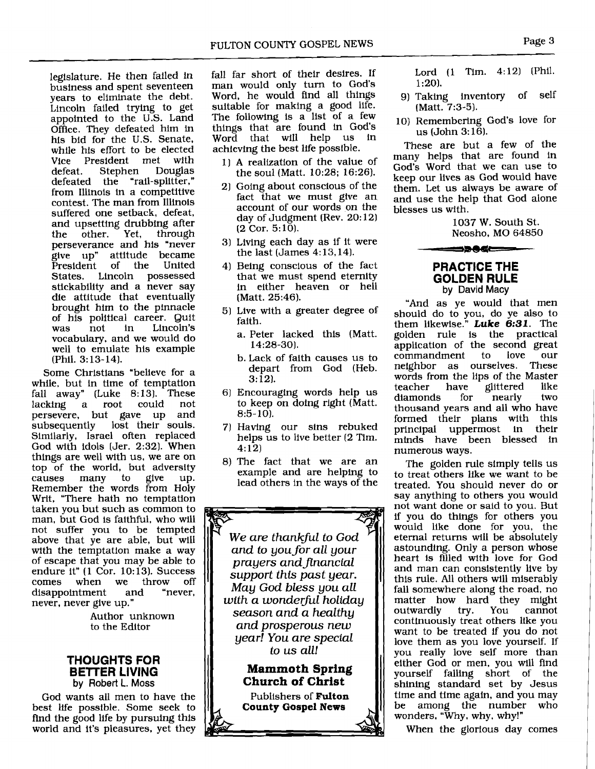legislature. He then failed in business and spent seventeen years to eliminate the debt. Lincoln failed trying to get appointed to the U.S. Land Office. They defeated him in his bid for the U.S. Senate, while his effort to be elected Vice President met with defeat. Stephen Douglas defeated the "rail-splitter," from Illinois in a competitive contest. The man from Illinois suffered one setback, defeat, and upsetting drubbing after the other. Yet, through perseverance and his "never give up" attitude became President of the United States. Lincoln possessed stickability and a never say die attitude that eventually brought him to the pinnacle of his political career. Quit was not in Lincoln's vocabulary, and we would do well to emulate his example (Phil. 3:13-14).

Some Christians "believe for a while, but in time of temptation fall away" (Luke 8:13). These lacking a root could not persevere, but gave up and subsequently lost their souls. Similarly, Israel often replaced God with idols (Jer. 2:32). When things are well with us, we are on top of the world, but adversity causes many to give up. Remember the words from Holy Writ, "There hath no temptation taken you but such as common to man, but God is faithful, who will not suffer you to be tempted above that ye are able, but will with the temptation make a way of escape that you may be able to endure it" (1 Cor. 10:13). Success comes when we throw off disappointment and "never, never, never give up."

Author unknown
to the Editor

## THOUGHTS FOR BETTER LIVING
by Robert L. Moss

God wants all men to have the best life possible. Some seek to find the good life by pursuing this world and it's pleasures, yet they fall far short of their desires. If man would only turn to God's Word, he would find all things suitable for making a good life. The following is a list of a few things that are found in God's Word that will help us in achieving the best life possible.

1) A realization of the value of the soul (Matt. 10:28; 16:26).
2) Going about conscious of the fact that we must give an account of our words on the day of Judgment (Rev. 20:12) (2 Cor. 5:10).
3) Living each day as if it were the last (James 4:13,14).
4) Being conscious of the fact that we must spend eternity in either heaven or hell (Matt. 25:46).
5) Live with a greater degree of faith.
   a. Peter lacked this (Matt. 14:28-30).
   b. Lack of faith causes us to depart from God (Heb. 3:12).
6) Encouraging words help us to keep on doing right (Matt. 8:5-10).
7) Having our sins rebuked helps us to live better (2 Tim. 4:12)
8) The fact that we are an example and are helping to lead others in the ways of the Lord (1 Tim. 4:12) (Phil. 1:20).
9) Taking inventory of self (Matt. 7:3-5).
10) Remembering God's love for us (John 3:16).

These are but a few of the many helps that are found in God's Word that we can use to keep our lives as God would have them. Let us always be aware of and use the help that God alone blesses us with.

1037 W. South St.
Neosho, MO 64850

*We are thankful to God and to you for all your prayers and financial support this past year. May God bless you all with a wonderful holiday season and a healthy and prosperous new year! You are special to us all!*

**Mammoth Spring Church of Christ**

Publishers of **Fulton County Gospel News**

## PRACTICE THE GOLDEN RULE
by David Macy

"And as ye would that men should do to you, do ye also to them likewise." ***Luke 6:31.*** The golden rule is the practical application of the second great commandment to love our neighbor as ourselves. These words from the lips of the Master teacher have glittered like diamonds for nearly two thousand years and all who have formed their plans with this principal uppermost in their minds have been blessed in numerous ways.

The golden rule simply tells us to treat others like we want to be treated. You should never do or say anything to others you would not want done or said to you. But if you do things for others you would like done for you, the eternal returns will be absolutely astounding. Only a person whose heart is filled with love for God and man can consistently live by this rule. All others will miserably fail somewhere along the road, no matter how hard they might outwardly try. You cannot continuously treat others like you want to be treated if you do not love them as you love yourself. If you really love self more than either God or men, you will find yourself falling short of the shining standard set by Jesus time and time again, and you may be among the number who wonders, "Why, why, why!"

When the glorious day comes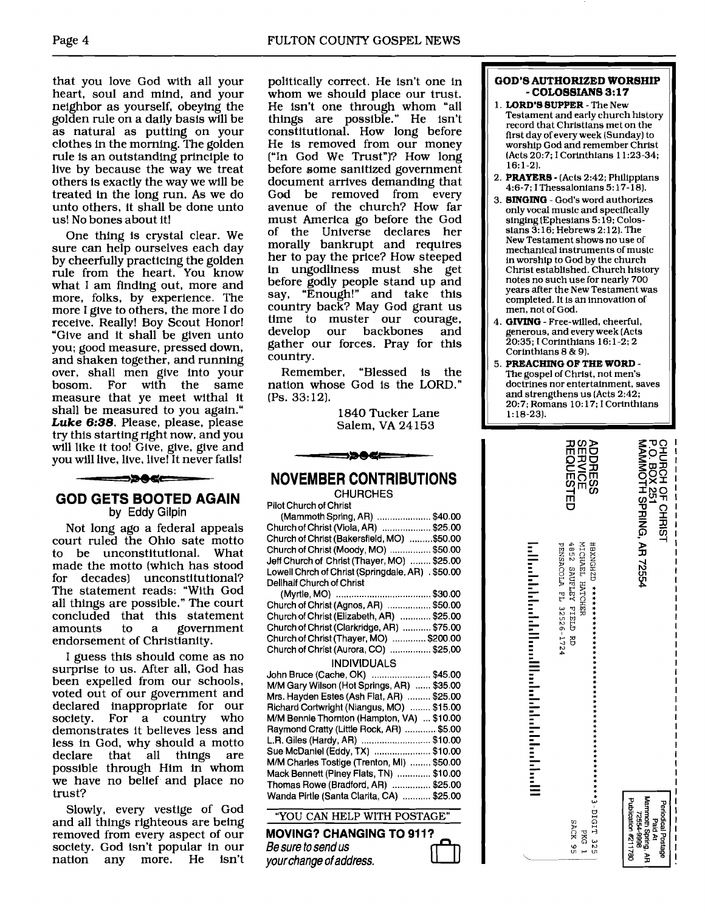that you love God with all your heart, soul and mind, and your neighbor as yourself, obeying the golden rule on a daily basis will be as natural as putting on your clothes in the morning. The golden rule is an outstanding principle to live by because the way we treat others is exactly the way we will be treated in the long run. As we do unto others, it shall be done unto us! No bones about it!

One thing is crystal clear. We sure can help ourselves each day by cheerfully practicing the golden rule from the heart. You know what I am finding out, more and more, folks, by experience. The more I give to others, the more I do receive. Really! Boy Scout Honor! "Give and it shall be given unto you; good measure, pressed down, and shaken together, and running over, shall men give into your bosom. For with the same measure that ye meet withal it shall be measured to you again." ***Luke 6:38***. Please, please, please try this starting right now, and you will like it too! Give, give, give and you will live, live, live! It never fails!

## GOD GETS BOOTED AGAIN

by Eddy Gilpin

Not long ago a federal appeals court ruled the Ohio sate motto to be unconstitutional. What made the motto (which has stood for decades) unconstitutional? The statement reads: "With God all things are possible." The court concluded that this statement amounts to a government endorsement of Christianity.

I guess this should come as no surprise to us. After all, God has been expelled from our schools, voted out of our government and declared inappropriate for our society. For a country who demonstrates it believes less and less in God, why should a motto declare that all things are possible through Him in whom we have no belief and place no trust?

Slowly, every vestige of God and all things righteous are being removed from every aspect of our society. God isn't popular in our nation any more. He isn't politically correct. He isn't one in whom we should place our trust. He isn't one through whom "all things are possible." He isn't constitutional. How long before He is removed from our money ("In God We Trust")? How long before some sanitized government document arrives demanding that God be removed from every avenue of the church? How far must America go before the God of the Universe declares her morally bankrupt and requires her to pay the price? How steeped in ungodliness must she get before godly people stand up and say, "Enough!" and take this country back? May God grant us time to muster our courage, develop our backbones and gather our forces. Pray for this country.

Remember, "Blessed is the nation whose God is the LORD." (Ps. 33:12).

1840 Tucker Lane
Salem, VA 24153

## NOVEMBER CONTRIBUTIONS

**CHURCHES**

Pilot Church of Christ (Mammoth Spring, AR) .... $40.00
Church of Christ (Viola, AR) .... $25.00
Church of Christ (Bakersfield, MO) .... $50.00
Church of Christ (Moody, MO) .... $50.00
Jeff Church of Christ (Thayer, MO) .... $25.00
Lowell Chrch of Christ (Springdale, AR) . $50.00
Dellhalf Church of Christ (Myrtle, MO) .... $30.00
Church of Christ (Agnos, AR) .... $50.00
Church of Christ (Elizabeth, AR) .... $25.00
Church of Christ (Clarkridge, AR) .... $75.00
Church of Christ (Thayer, MO) .... $200.00
Church of Christ (Aurora, CO) .... $25,00

**INDIVIDUALS**

John Bruce (Cache, OK) .... $45.00
M/M Gary Wilson (Hot Springs, AR) .... $35.00
Mrs. Hayden Estes (Ash Flat, AR) .... $25.00
Richard Cortwright (Niangus, MO) .... $15.00
M/M Bennie Thornton (Hampton, VA) .... $10.00
Raymond Cratty (Little Rock, AR) .... $5.00
L.R. Giles (Hardy, AR) .... $10.00
Sue McDaniel (Eddy, TX) .... $10.00
M/M Charles Tostige (Trenton, MI) .... $50.00
Mack Bennett (Piney Flats, TN) .... $10.00
Thomas Rowe (Bradford, AR) .... $25.00
Wanda Pirtle (Santa Clarita, CA) .... $25.00

"YOU CAN HELP WITH POSTAGE"

**MOVING? CHANGING TO 911?**

*Be sure to send us your change of address.*

**GOD'S AUTHORIZED WORSHIP - COLOSSIANS 3:17**

1. **LORD'S SUPPER** - The New Testament and early church history record that Christians met on the first day of every week (Sunday) to worship God and remember Christ (Acts 20:7; I Corinthians 11:23-34; 16:1-2).
2. **PRAYERS** - (Acts 2:42; Philippians 4:6-7; I Thessalonians 5:17-18).
3. **SINGING** - God's word authorizes only vocal music and specifically singing (Ephesians 5:19; Colossians 3:16; Hebrews 2:12). The New Testament shows no use of mechanical instruments of music in worship to God by the church Christ established. Church history notes no such use for nearly 700 years after the New Testament was completed. It is an innovation of men, not of God.
4. **GIVING** - Free-willed, cheerful, generous, and every week (Acts 20:35; I Corinthians 16:1-2; 2 Corinthians 8 & 9).
5. **PREACHING OF THE WORD** - The gospel of Christ, not men's doctrines nor entertainment, saves and strengthens us (Acts 2:42; 20:7; Romans 10:17; I Corinthians 1:18-23).

CHURCH OF CHRIST
P.O. BOX 251
MAMMOTH SPRING, AR 72554

ADDRESS SERVICE REQUESTED

Periodical Postage Paid At Mammoth Spring, AR 72554-9998 Publication #211780

#BXNGHZD ******************************3-DIGIT 325
MICHAEL HATCHER PKG 1
4852 SAUFLEY FIELD RD SACK 95
PENSACOLA FL 32526-1724